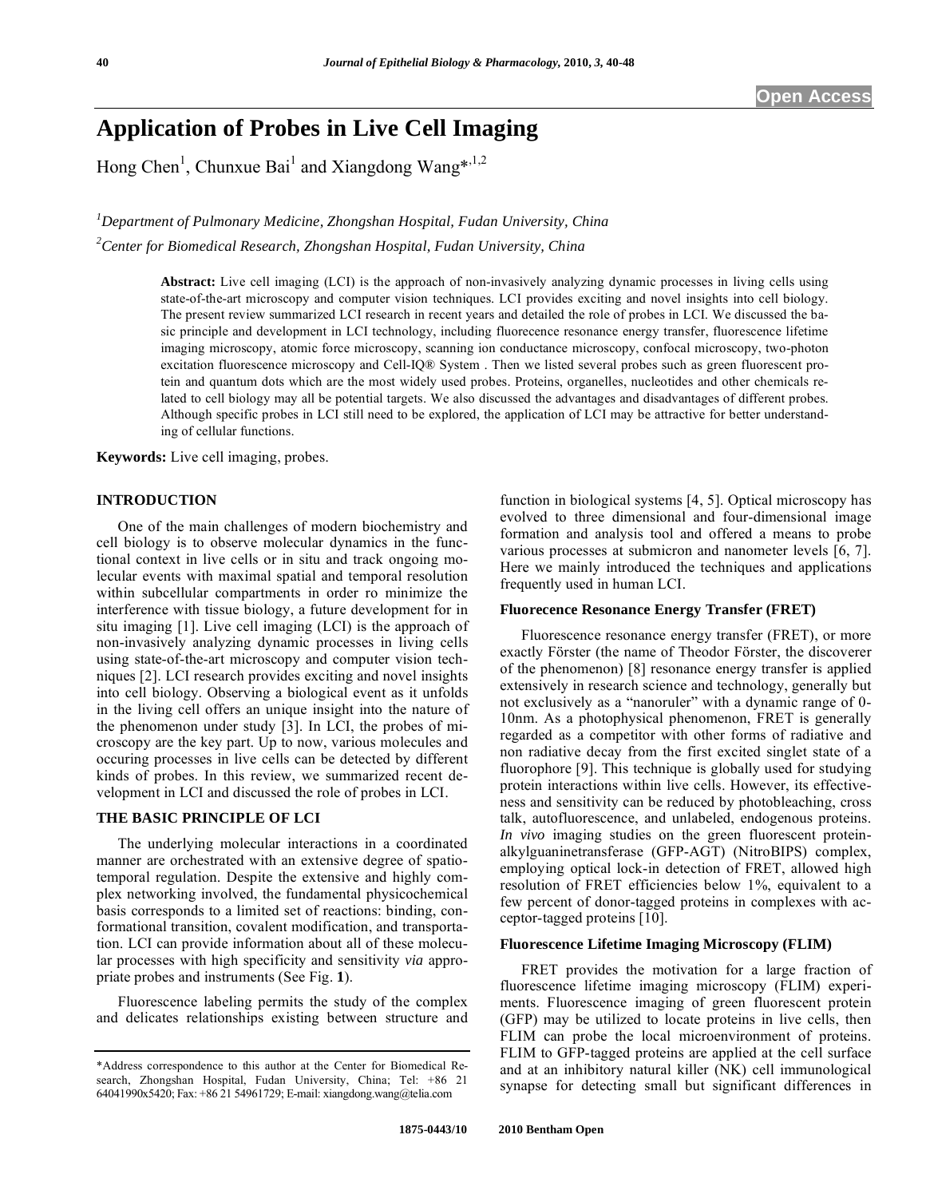# Application of Probes in Live Cell Imaging

Hong Chen[1], Chunxue Bai[1] and Xiangdong Wang*[,1,2]

[1]*Department of Pulmonary Medicine, Zhongshan Hospital, Fudan University, China*

[2]*Center for Biomedical Research, Zhongshan Hospital, Fudan University, China*

**Abstract:** Live cell imaging (LCI) is the approach of non-invasively analyzing dynamic processes in living cells using state-of-the-art microscopy and computer vision techniques. LCI provides exciting and novel insights into cell biology. The present review summarized LCI research in recent years and detailed the role of probes in LCI. We discussed the basic principle and development in LCI technology, including fluorecence resonance energy transfer, fluorescence lifetime imaging microscopy, atomic force microscopy, scanning ion conductance microscopy, confocal microscopy, two-photon excitation fluorescence microscopy and Cell-IQ® System . Then we listed several probes such as green fluorescent protein and quantum dots which are the most widely used probes. Proteins, organelles, nucleotides and other chemicals related to cell biology may all be potential targets. We also discussed the advantages and disadvantages of different probes. Although specific probes in LCI still need to be explored, the application of LCI may be attractive for better understanding of cellular functions.

**Keywords:** Live cell imaging, probes.

## INTRODUCTION

One of the main challenges of modern biochemistry and cell biology is to observe molecular dynamics in the functional context in live cells or in situ and track ongoing molecular events with maximal spatial and temporal resolution within subcellular compartments in order ro minimize the interference with tissue biology, a future development for in situ imaging [1]. Live cell imaging (LCI) is the approach of non-invasively analyzing dynamic processes in living cells using state-of-the-art microscopy and computer vision techniques [2]. LCI research provides exciting and novel insights into cell biology. Observing a biological event as it unfolds in the living cell offers an unique insight into the nature of the phenomenon under study [3]. In LCI, the probes of microscopy are the key part. Up to now, various molecules and occuring processes in live cells can be detected by different kinds of probes. In this review, we summarized recent development in LCI and discussed the role of probes in LCI.

## THE BASIC PRINCIPLE OF LCI

The underlying molecular interactions in a coordinated manner are orchestrated with an extensive degree of spatiotemporal regulation. Despite the extensive and highly complex networking involved, the fundamental physicochemical basis corresponds to a limited set of reactions: binding, conformational transition, covalent modification, and transportation. LCI can provide information about all of these molecular processes with high specificity and sensitivity *via* appropriate probes and instruments (See Fig. **1**).

Fluorescence labeling permits the study of the complex and delicates relationships existing between structure and function in biological systems [4, 5]. Optical microscopy has evolved to three dimensional and four-dimensional image formation and analysis tool and offered a means to probe various processes at submicron and nanometer levels [6, 7]. Here we mainly introduced the techniques and applications frequently used in human LCI.

### Fluorecence Resonance Energy Transfer (FRET)

Fluorescence resonance energy transfer (FRET), or more exactly Förster (the name of Theodor Förster, the discoverer of the phenomenon) [8] resonance energy transfer is applied extensively in research science and technology, generally but not exclusively as a "nanoruler" with a dynamic range of 0-10nm. As a photophysical phenomenon, FRET is generally regarded as a competitor with other forms of radiative and non radiative decay from the first excited singlet state of a fluorophore [9]. This technique is globally used for studying protein interactions within live cells. However, its effectiveness and sensitivity can be reduced by photobleaching, cross talk, autofluorescence, and unlabeled, endogenous proteins. *In vivo* imaging studies on the green fluorescent protein-alkylguaninetransferase (GFP-AGT) (NitroBIPS) complex, employing optical lock-in detection of FRET, allowed high resolution of FRET efficiencies below 1%, equivalent to a few percent of donor-tagged proteins in complexes with acceptor-tagged proteins [10].

### Fluorescence Lifetime Imaging Microscopy (FLIM)

FRET provides the motivation for a large fraction of fluorescence lifetime imaging microscopy (FLIM) experiments. Fluorescence imaging of green fluorescent protein (GFP) may be utilized to locate proteins in live cells, then FLIM can probe the local microenvironment of proteins. FLIM to GFP-tagged proteins are applied at the cell surface and at an inhibitory natural killer (NK) cell immunological synapse for detecting small but significant differences in

*Address correspondence to this author at the Center for Biomedical Research, Zhongshan Hospital, Fudan University, China; Tel: +86 21 64041990x5420; Fax: +86 21 54961729; E-mail: xiangdong.wang@telia.com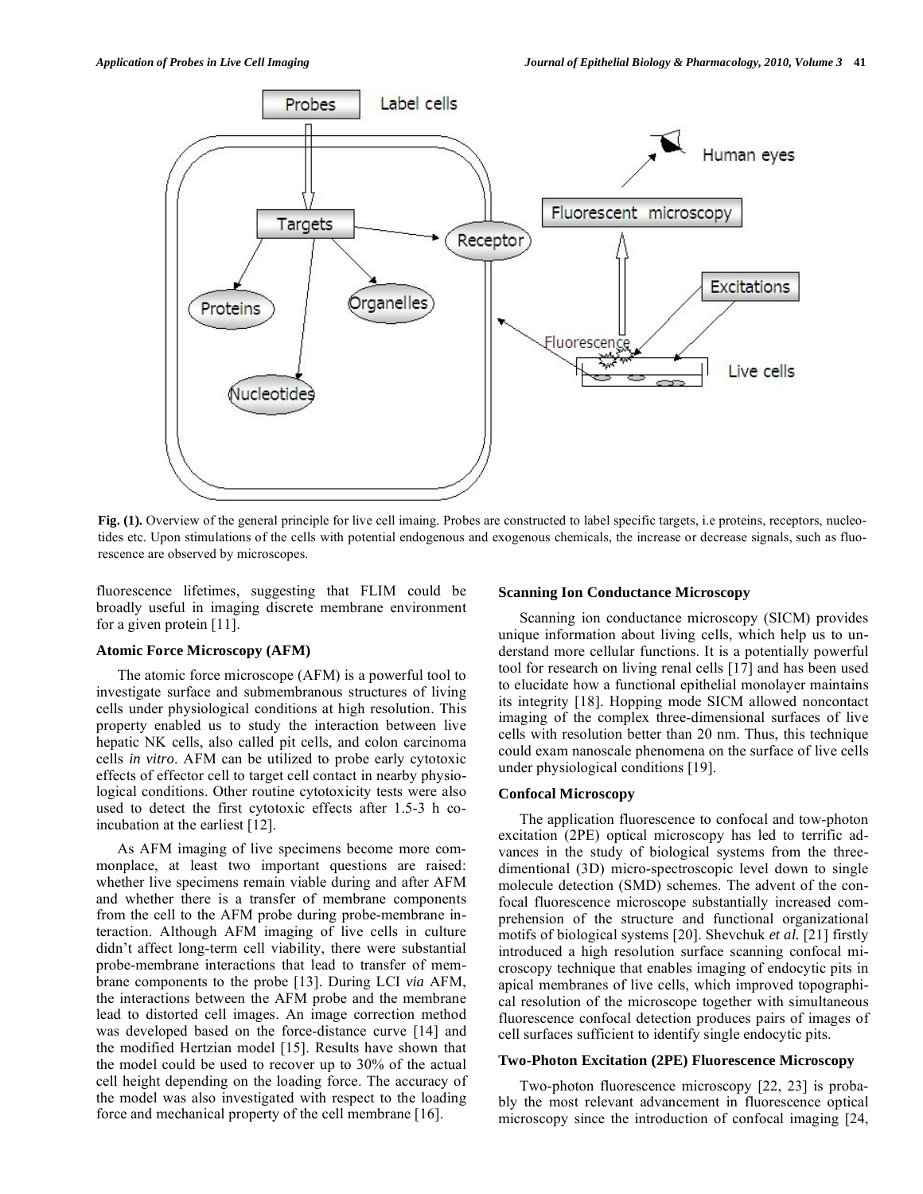Fig. (1). Overview of the general principle for live cell imaing. Probes are constructed to label specific targets, i.e proteins, receptors, nucleotides etc. Upon stimulations of the cells with potential endogenous and exogenous chemicals, the increase or decrease signals, such as fluorescence are observed by microscopes.

fluorescence lifetimes, suggesting that FLIM could be broadly useful in imaging discrete membrane environment for a given protein [11].

### Atomic Force Microscopy (AFM)

The atomic force microscope (AFM) is a powerful tool to investigate surface and submembranous structures of living cells under physiological conditions at high resolution. This property enabled us to study the interaction between live hepatic NK cells, also called pit cells, and colon carcinoma cells *in vitro*. AFM can be utilized to probe early cytotoxic effects of effector cell to target cell contact in nearby physiological conditions. Other routine cytotoxicity tests were also used to detect the first cytotoxic effects after 1.5-3 h co-incubation at the earliest [12].

As AFM imaging of live specimens become more commonplace, at least two important questions are raised: whether live specimens remain viable during and after AFM and whether there is a transfer of membrane components from the cell to the AFM probe during probe-membrane interaction. Although AFM imaging of live cells in culture didn't affect long-term cell viability, there were substantial probe-membrane interactions that lead to transfer of membrane components to the probe [13]. During LCI *via* AFM, the interactions between the AFM probe and the membrane lead to distorted cell images. An image correction method was developed based on the force-distance curve [14] and the modified Hertzian model [15]. Results have shown that the model could be used to recover up to 30% of the actual cell height depending on the loading force. The accuracy of the model was also investigated with respect to the loading force and mechanical property of the cell membrane [16].

### Scanning Ion Conductance Microscopy

Scanning ion conductance microscopy (SICM) provides unique information about living cells, which help us to understand more cellular functions. It is a potentially powerful tool for research on living renal cells [17] and has been used to elucidate how a functional epithelial monolayer maintains its integrity [18]. Hopping mode SICM allowed noncontact imaging of the complex three-dimensional surfaces of live cells with resolution better than 20 nm. Thus, this technique could exam nanoscale phenomena on the surface of live cells under physiological conditions [19].

### Confocal Microscopy

The application fluorescence to confocal and tow-photon excitation (2PE) optical microscopy has led to terrific advances in the study of biological systems from the three-dimentional (3D) micro-spectroscopic level down to single molecule detection (SMD) schemes. The advent of the confocal fluorescence microscope substantially increased comprehension of the structure and functional organizational motifs of biological systems [20]. Shevchuk *et al.* [21] firstly introduced a high resolution surface scanning confocal microscopy technique that enables imaging of endocytic pits in apical membranes of live cells, which improved topographical resolution of the microscope together with simultaneous fluorescence confocal detection produces pairs of images of cell surfaces sufficient to identify single endocytic pits.

### Two-Photon Excitation (2PE) Fluorescence Microscopy

Two-photon fluorescence microscopy [22, 23] is probably the most relevant advancement in fluorescence optical microscopy since the introduction of confocal imaging [24,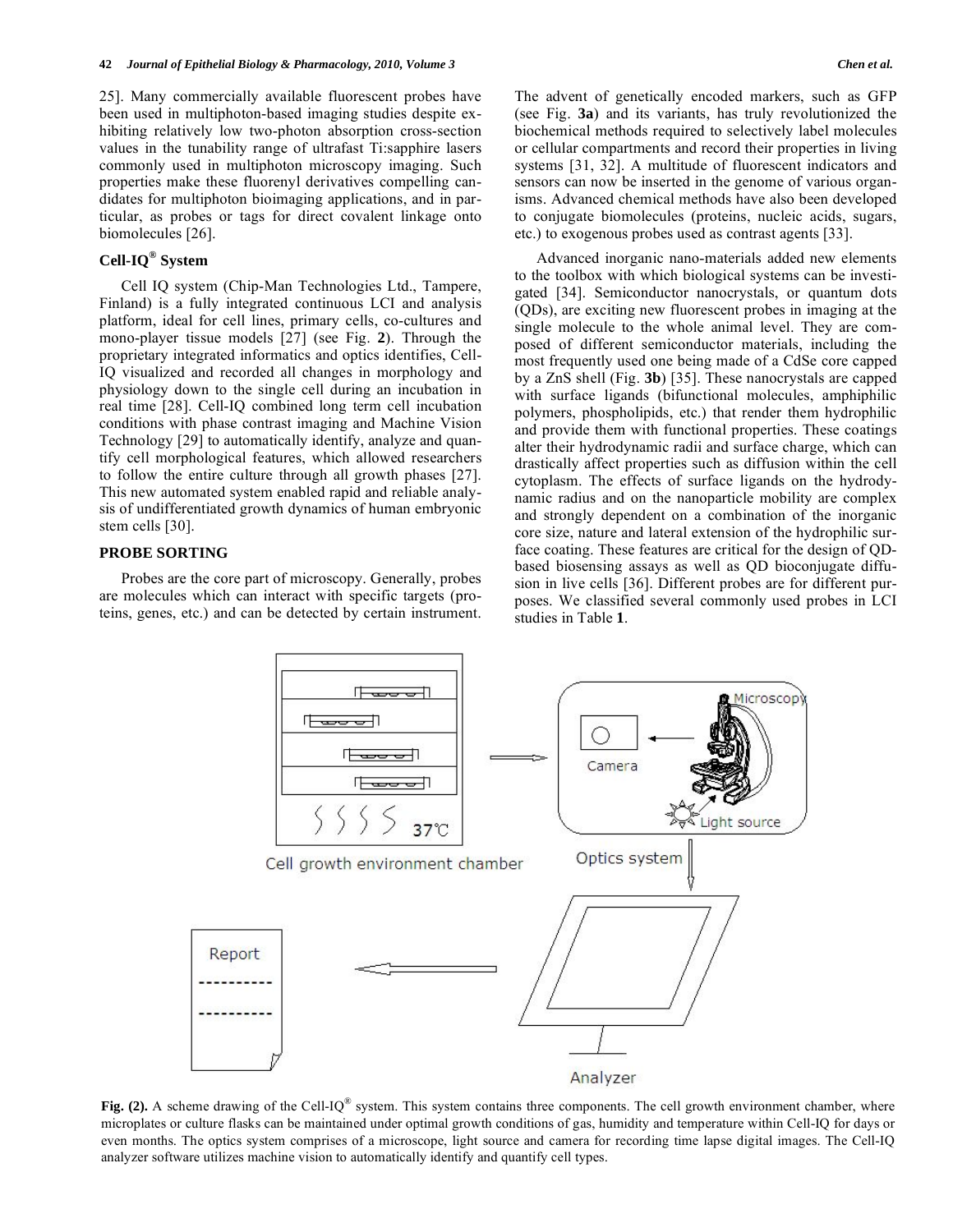25]. Many commercially available fluorescent probes have been used in multiphoton-based imaging studies despite exhibiting relatively low two-photon absorption cross-section values in the tunability range of ultrafast Ti:sapphire lasers commonly used in multiphoton microscopy imaging. Such properties make these fluorenyl derivatives compelling candidates for multiphoton bioimaging applications, and in particular, as probes or tags for direct covalent linkage onto biomolecules [26].

## Cell-IQ® System

Cell IQ system (Chip-Man Technologies Ltd., Tampere, Finland) is a fully integrated continuous LCI and analysis platform, ideal for cell lines, primary cells, co-cultures and mono-player tissue models [27] (see Fig. **2**). Through the proprietary integrated informatics and optics identifies, Cell-IQ visualized and recorded all changes in morphology and physiology down to the single cell during an incubation in real time [28]. Cell-IQ combined long term cell incubation conditions with phase contrast imaging and Machine Vision Technology [29] to automatically identify, analyze and quantify cell morphological features, which allowed researchers to follow the entire culture through all growth phases [27]. This new automated system enabled rapid and reliable analysis of undifferentiated growth dynamics of human embryonic stem cells [30].

## PROBE SORTING

Probes are the core part of microscopy. Generally, probes are molecules which can interact with specific targets (proteins, genes, etc.) and can be detected by certain instrument. The advent of genetically encoded markers, such as GFP (see Fig. **3a**) and its variants, has truly revolutionized the biochemical methods required to selectively label molecules or cellular compartments and record their properties in living systems [31, 32]. A multitude of fluorescent indicators and sensors can now be inserted in the genome of various organisms. Advanced chemical methods have also been developed to conjugate biomolecules (proteins, nucleic acids, sugars, etc.) to exogenous probes used as contrast agents [33].

Advanced inorganic nano-materials added new elements to the toolbox with which biological systems can be investigated [34]. Semiconductor nanocrystals, or quantum dots (QDs), are exciting new fluorescent probes in imaging at the single molecule to the whole animal level. They are composed of different semiconductor materials, including the most frequently used one being made of a CdSe core capped by a ZnS shell (Fig. **3b**) [35]. These nanocrystals are capped with surface ligands (bifunctional molecules, amphiphilic polymers, phospholipids, etc.) that render them hydrophilic and provide them with functional properties. These coatings alter their hydrodynamic radii and surface charge, which can drastically affect properties such as diffusion within the cell cytoplasm. The effects of surface ligands on the hydrodynamic radius and on the nanoparticle mobility are complex and strongly dependent on a combination of the inorganic core size, nature and lateral extension of the hydrophilic surface coating. These features are critical for the design of QD-based biosensing assays as well as QD bioconjugate diffusion in live cells [36]. Different probes are for different purposes. We classified several commonly used probes in LCI studies in Table **1**.

**Fig. (2).** A scheme drawing of the Cell-IQ® system. This system contains three components. The cell growth environment chamber, where microplates or culture flasks can be maintained under optimal growth conditions of gas, humidity and temperature within Cell-IQ for days or even months. The optics system comprises of a microscope, light source and camera for recording time lapse digital images. The Cell-IQ analyzer software utilizes machine vision to automatically identify and quantify cell types.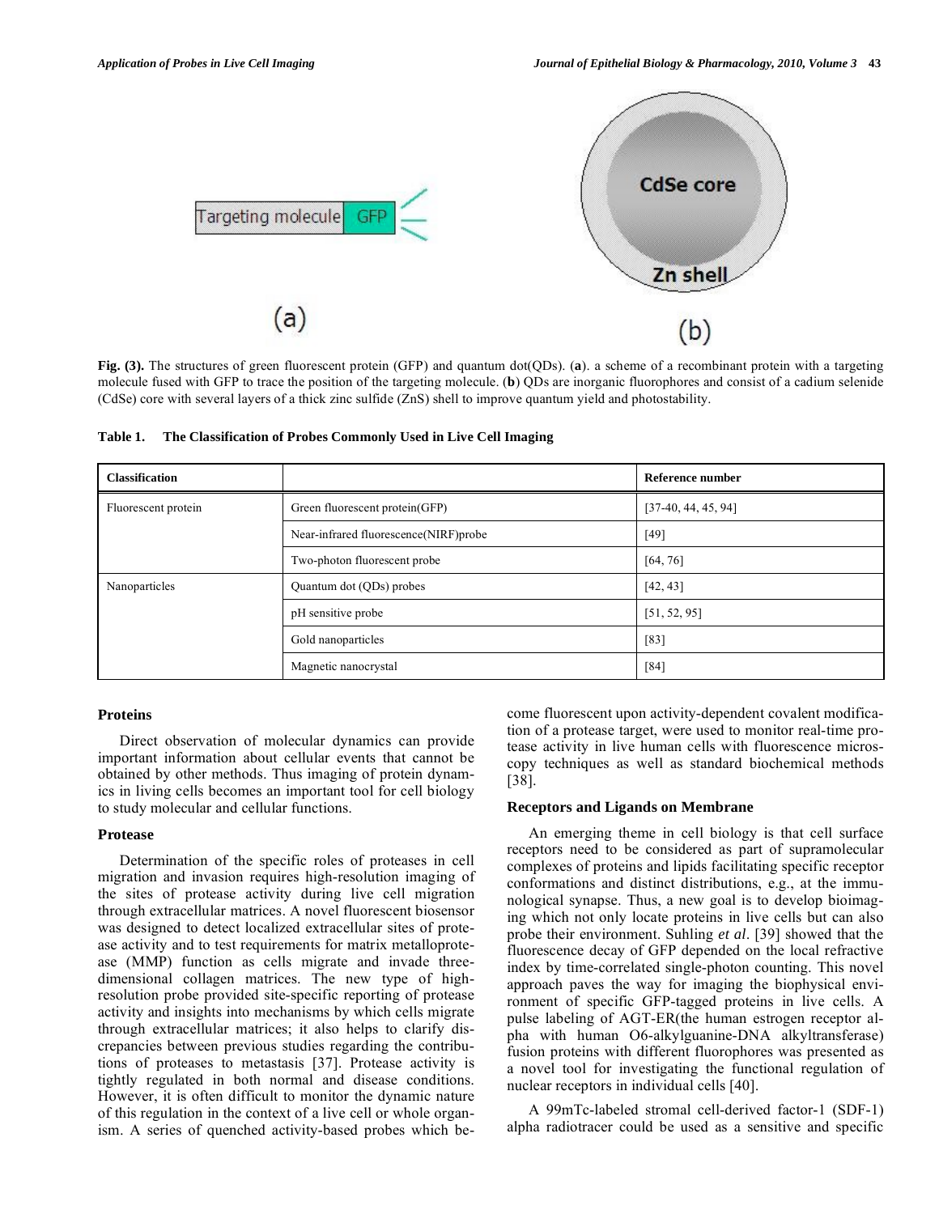Fig. (3). The structures of green fluorescent protein (GFP) and quantum dot(QDs). (**a**). a scheme of a recombinant protein with a targeting molecule fused with GFP to trace the position of the targeting molecule. (**b**) QDs are inorganic fluorophores and consist of a cadium selenide (CdSe) core with several layers of a thick zinc sulfide (ZnS) shell to improve quantum yield and photostability.

**Table 1. The Classification of Probes Commonly Used in Live Cell Imaging**

| Classification | | Reference number |
|---|---|---|
| Fluorescent protein | Green fluorescent protein(GFP) | [37-40, 44, 45, 94] |
| | Near-infrared fluorescence(NIRF)probe | [49] |
| | Two-photon fluorescent probe | [64, 76] |
| Nanoparticles | Quantum dot (QDs) probes | [42, 43] |
| | pH sensitive probe | [51, 52, 95] |
| | Gold nanoparticles | [83] |
| | Magnetic nanocrystal | [84] |

## Proteins

Direct observation of molecular dynamics can provide important information about cellular events that cannot be obtained by other methods. Thus imaging of protein dynamics in living cells becomes an important tool for cell biology to study molecular and cellular functions.

## Protease

Determination of the specific roles of proteases in cell migration and invasion requires high-resolution imaging of the sites of protease activity during live cell migration through extracellular matrices. A novel fluorescent biosensor was designed to detect localized extracellular sites of protease activity and to test requirements for matrix metalloprotease (MMP) function as cells migrate and invade three-dimensional collagen matrices. The new type of high-resolution probe provided site-specific reporting of protease activity and insights into mechanisms by which cells migrate through extracellular matrices; it also helps to clarify discrepancies between previous studies regarding the contributions of proteases to metastasis [37]. Protease activity is tightly regulated in both normal and disease conditions. However, it is often difficult to monitor the dynamic nature of this regulation in the context of a live cell or whole organism. A series of quenched activity-based probes which become fluorescent upon activity-dependent covalent modification of a protease target, were used to monitor real-time protease activity in live human cells with fluorescence microscopy techniques as well as standard biochemical methods [38].

## Receptors and Ligands on Membrane

An emerging theme in cell biology is that cell surface receptors need to be considered as part of supramolecular complexes of proteins and lipids facilitating specific receptor conformations and distinct distributions, e.g., at the immunological synapse. Thus, a new goal is to develop bioimaging which not only locate proteins in live cells but can also probe their environment. Suhling *et al*. [39] showed that the fluorescence decay of GFP depended on the local refractive index by time-correlated single-photon counting. This novel approach paves the way for imaging the biophysical environment of specific GFP-tagged proteins in live cells. A pulse labeling of AGT-ER(the human estrogen receptor alpha with human O6-alkylguanine-DNA alkyltransferase) fusion proteins with different fluorophores was presented as a novel tool for investigating the functional regulation of nuclear receptors in individual cells [40].

A 99mTc-labeled stromal cell-derived factor-1 (SDF-1) alpha radiotracer could be used as a sensitive and specific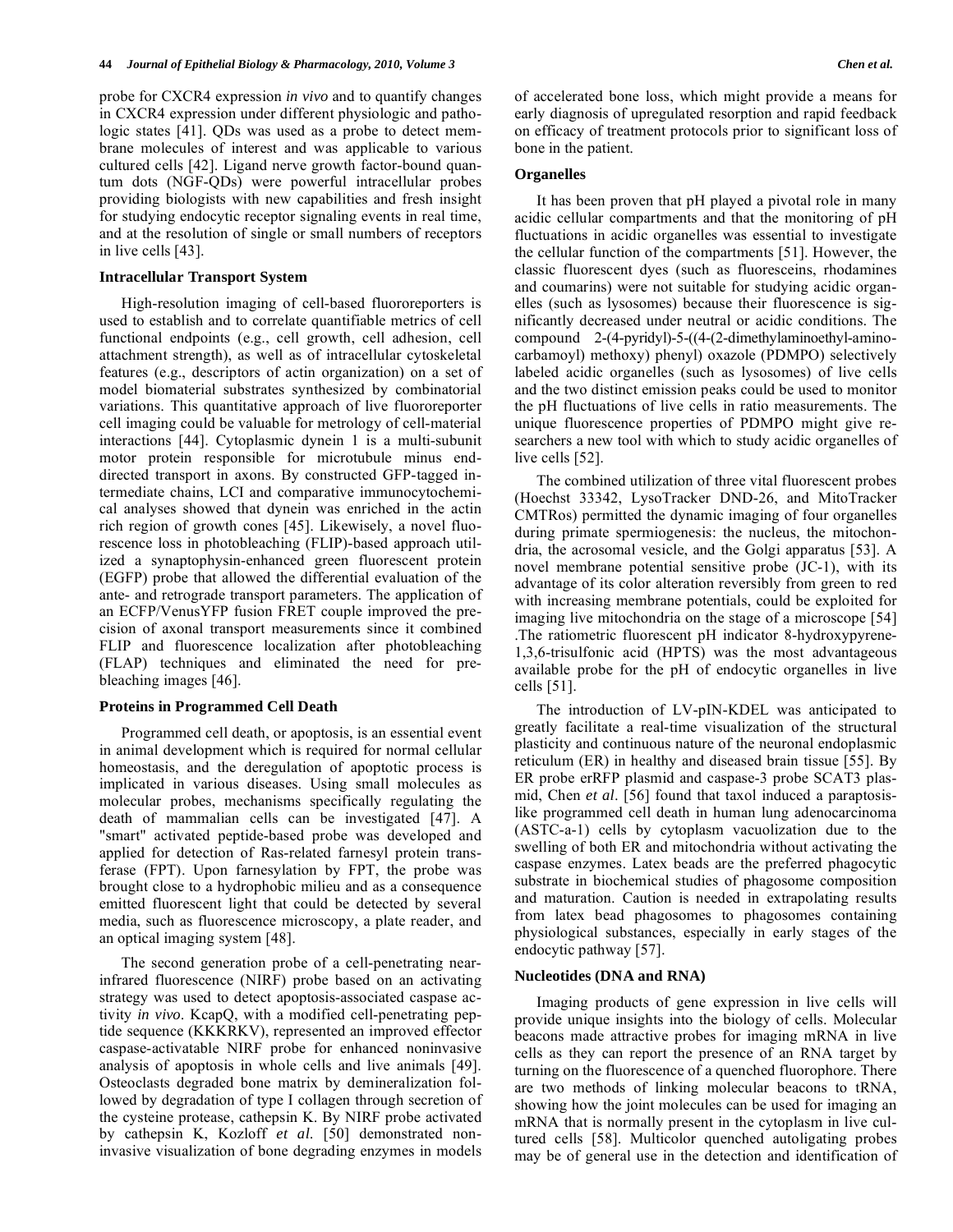probe for CXCR4 expression *in vivo* and to quantify changes in CXCR4 expression under different physiologic and pathologic states [41]. QDs was used as a probe to detect membrane molecules of interest and was applicable to various cultured cells [42]. Ligand nerve growth factor-bound quantum dots (NGF-QDs) were powerful intracellular probes providing biologists with new capabilities and fresh insight for studying endocytic receptor signaling events in real time, and at the resolution of single or small numbers of receptors in live cells [43].

### Intracellular Transport System

High-resolution imaging of cell-based fluororeporters is used to establish and to correlate quantifiable metrics of cell functional endpoints (e.g., cell growth, cell adhesion, cell attachment strength), as well as of intracellular cytoskeletal features (e.g., descriptors of actin organization) on a set of model biomaterial substrates synthesized by combinatorial variations. This quantitative approach of live fluororeporter cell imaging could be valuable for metrology of cell-material interactions [44]. Cytoplasmic dynein 1 is a multi-subunit motor protein responsible for microtubule minus end-directed transport in axons. By constructed GFP-tagged intermediate chains, LCI and comparative immunocytochemical analyses showed that dynein was enriched in the actin rich region of growth cones [45]. Likewise, a novel fluorescence loss in photobleaching (FLIP)-based approach utilized a synaptophysin-enhanced green fluorescent protein (EGFP) probe that allowed the differential evaluation of the ante- and retrograde transport parameters. The application of an ECFP/VenusYFP fusion FRET couple improved the precision of axonal transport measurements since it combined FLIP and fluorescence localization after photobleaching (FLAP) techniques and eliminated the need for prebleaching images [46].

### Proteins in Programmed Cell Death

Programmed cell death, or apoptosis, is an essential event in animal development which is required for normal cellular homeostasis, and the deregulation of apoptotic process is implicated in various diseases. Using small molecules as molecular probes, mechanisms specifically regulating the death of mammalian cells can be investigated [47]. A "smart" activated peptide-based probe was developed and applied for detection of Ras-related farnesyl protein transferase (FPT). Upon farnesylation by FPT, the probe was brought close to a hydrophobic milieu and as a consequence emitted fluorescent light that could be detected by several media, such as fluorescence microscopy, a plate reader, and an optical imaging system [48].

The second generation probe of a cell-penetrating near-infrared fluorescence (NIRF) probe based on an activating strategy was used to detect apoptosis-associated caspase activity *in vivo*. KcapQ, with a modified cell-penetrating peptide sequence (KKKRKV), represented an improved effector caspase-activatable NIRF probe for enhanced noninvasive analysis of apoptosis in whole cells and live animals [49]. Osteoclasts degraded bone matrix by demineralization followed by degradation of type I collagen through secretion of the cysteine protease, cathepsin K. By NIRF probe activated by cathepsin K, Kozloff *et al*. [50] demonstrated noninvasive visualization of bone degrading enzymes in models of accelerated bone loss, which might provide a means for early diagnosis of upregulated resorption and rapid feedback on efficacy of treatment protocols prior to significant loss of bone in the patient.

### Organelles

It has been proven that pH played a pivotal role in many acidic cellular compartments and that the monitoring of pH fluctuations in acidic organelles was essential to investigate the cellular function of the compartments [51]. However, the classic fluorescent dyes (such as fluoresceins, rhodamines and coumarins) were not suitable for studying acidic organelles (such as lysosomes) because their fluorescence is significantly decreased under neutral or acidic conditions. The compound 2-(4-pyridyl)-5-((4-(2-dimethylaminoethyl-aminocarbamoyl) methoxy) phenyl) oxazole (PDMPO) selectively labeled acidic organelles (such as lysosomes) of live cells and the two distinct emission peaks could be used to monitor the pH fluctuations of live cells in ratio measurements. The unique fluorescence properties of PDMPO might give researchers a new tool with which to study acidic organelles of live cells [52].

The combined utilization of three vital fluorescent probes (Hoechst 33342, LysoTracker DND-26, and MitoTracker CMTRos) permitted the dynamic imaging of four organelles during primate spermiogenesis: the nucleus, the mitochondria, the acrosomal vesicle, and the Golgi apparatus [53]. A novel membrane potential sensitive probe (JC-1), with its advantage of its color alteration reversibly from green to red with increasing membrane potentials, could be exploited for imaging live mitochondria on the stage of a microscope [54] .The ratiometric fluorescent pH indicator 8-hydroxypyrene-1,3,6-trisulfonic acid (HPTS) was the most advantageous available probe for the pH of endocytic organelles in live cells [51].

The introduction of LV-pIN-KDEL was anticipated to greatly facilitate a real-time visualization of the structural plasticity and continuous nature of the neuronal endoplasmic reticulum (ER) in healthy and diseased brain tissue [55]. By ER probe erRFP plasmid and caspase-3 probe SCAT3 plasmid, Chen *et al*. [56] found that taxol induced a paraptosis-like programmed cell death in human lung adenocarcinoma (ASTC-a-1) cells by cytoplasm vacuolization due to the swelling of both ER and mitochondria without activating the caspase enzymes. Latex beads are the preferred phagocytic substrate in biochemical studies of phagosome composition and maturation. Caution is needed in extrapolating results from latex bead phagosomes to phagosomes containing physiological substances, especially in early stages of the endocytic pathway [57].

### Nucleotides (DNA and RNA)

Imaging products of gene expression in live cells will provide unique insights into the biology of cells. Molecular beacons made attractive probes for imaging mRNA in live cells as they can report the presence of an RNA target by turning on the fluorescence of a quenched fluorophore. There are two methods of linking molecular beacons to tRNA, showing how the joint molecules can be used for imaging an mRNA that is normally present in the cytoplasm in live cultured cells [58]. Multicolor quenched autoligating probes may be of general use in the detection and identification of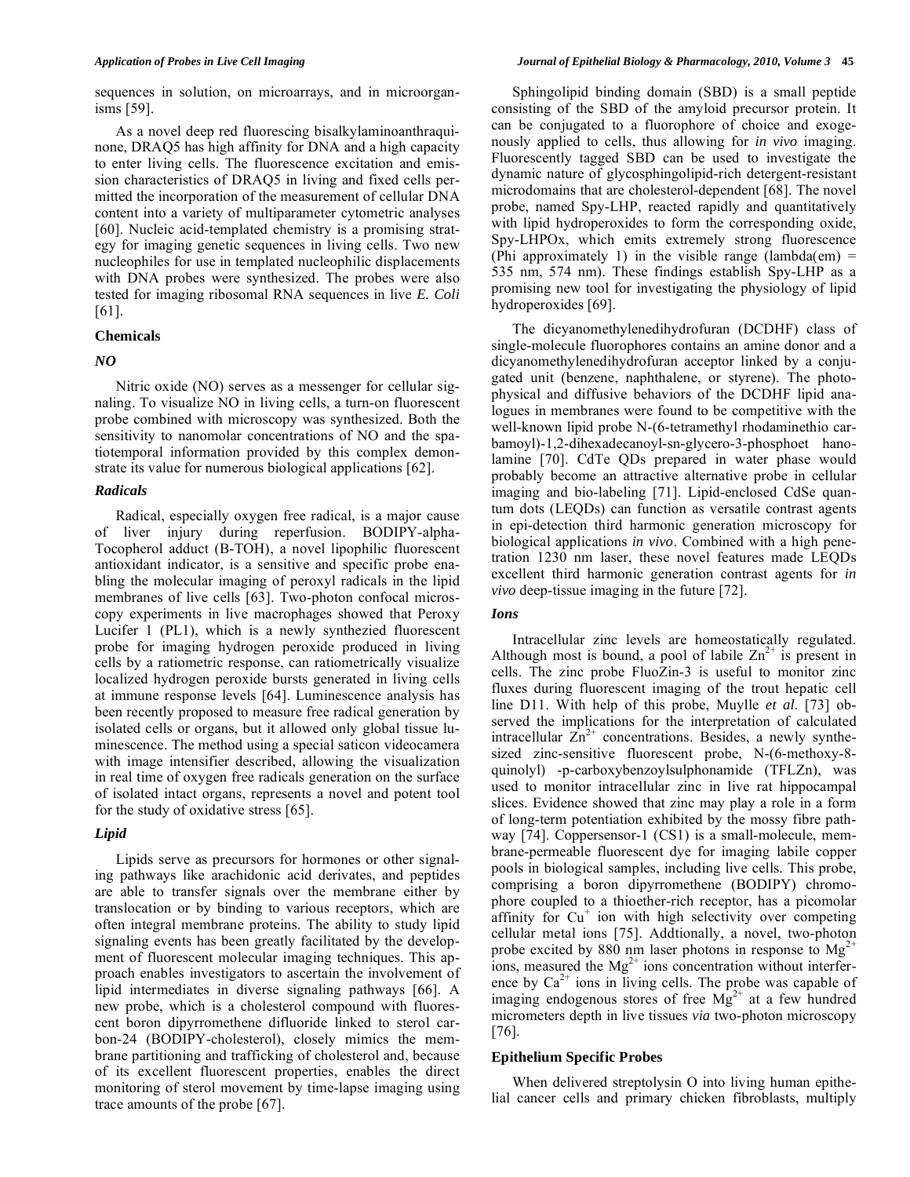sequences in solution, on microarrays, and in microorganisms [59].

As a novel deep red fluorescing bisalkylaminoanthraquinone, DRAQ5 has high affinity for DNA and a high capacity to enter living cells. The fluorescence excitation and emission characteristics of DRAQ5 in living and fixed cells permitted the incorporation of the measurement of cellular DNA content into a variety of multiparameter cytometric analyses [60]. Nucleic acid-templated chemistry is a promising strategy for imaging genetic sequences in living cells. Two new nucleophiles for use in templated nucleophilic displacements with DNA probes were synthesized. The probes were also tested for imaging ribosomal RNA sequences in live *E. Coli* [61].

### Chemicals

#### *NO*

Nitric oxide (NO) serves as a messenger for cellular signaling. To visualize NO in living cells, a turn-on fluorescent probe combined with microscopy was synthesized. Both the sensitivity to nanomolar concentrations of NO and the spatiotemporal information provided by this complex demonstrate its value for numerous biological applications [62].

#### *Radicals*

Radical, especially oxygen free radical, is a major cause of liver injury during reperfusion. BODIPY-alpha-Tocopherol adduct (B-TOH), a novel lipophilic fluorescent antioxidant indicator, is a sensitive and specific probe enabling the molecular imaging of peroxyl radicals in the lipid membranes of live cells [63]. Two-photon confocal microscopy experiments in live macrophages showed that Peroxy Lucifer 1 (PL1), which is a newly synthezied fluorescent probe for imaging hydrogen peroxide produced in living cells by a ratiometric response, can ratiometrically visualize localized hydrogen peroxide bursts generated in living cells at immune response levels [64]. Luminescence analysis has been recently proposed to measure free radical generation by isolated cells or organs, but it allowed only global tissue luminescence. The method using a special saticon videocamera with image intensifier described, allowing the visualization in real time of oxygen free radicals generation on the surface of isolated intact organs, represents a novel and potent tool for the study of oxidative stress [65].

#### *Lipid*

Lipids serve as precursors for hormones or other signaling pathways like arachidonic acid derivates, and peptides are able to transfer signals over the membrane either by translocation or by binding to various receptors, which are often integral membrane proteins. The ability to study lipid signaling events has been greatly facilitated by the development of fluorescent molecular imaging techniques. This approach enables investigators to ascertain the involvement of lipid intermediates in diverse signaling pathways [66]. A new probe, which is a cholesterol compound with fluorescent boron dipyrromethene difluoride linked to sterol carbon-24 (BODIPY-cholesterol), closely mimics the membrane partitioning and trafficking of cholesterol and, because of its excellent fluorescent properties, enables the direct monitoring of sterol movement by time-lapse imaging using trace amounts of the probe [67].

Sphingolipid binding domain (SBD) is a small peptide consisting of the SBD of the amyloid precursor protein. It can be conjugated to a fluorophore of choice and exogenously applied to cells, thus allowing for *in vivo* imaging. Fluorescently tagged SBD can be used to investigate the dynamic nature of glycosphingolipid-rich detergent-resistant microdomains that are cholesterol-dependent [68]. The novel probe, named Spy-LHP, reacted rapidly and quantitatively with lipid hydroperoxides to form the corresponding oxide, Spy-LHPOx, which emits extremely strong fluorescence (Phi approximately 1) in the visible range (lambda(em) = 535 nm, 574 nm). These findings establish Spy-LHP as a promising new tool for investigating the physiology of lipid hydroperoxides [69].

The dicyanomethylenedihydrofuran (DCDHF) class of single-molecule fluorophores contains an amine donor and a dicyanomethylenedihydrofuran acceptor linked by a conjugated unit (benzene, naphthalene, or styrene). The photophysical and diffusive behaviors of the DCDHF lipid analogues in membranes were found to be competitive with the well-known lipid probe N-(6-tetramethyl rhodaminethio carbamoyl)-1,2-dihexadecanoyl-sn-glycero-3-phosphoet hanolamine [70]. CdTe QDs prepared in water phase would probably become an attractive alternative probe in cellular imaging and bio-labeling [71]. Lipid-enclosed CdSe quantum dots (LEQDs) can function as versatile contrast agents in epi-detection third harmonic generation microscopy for biological applications *in vivo*. Combined with a high penetration 1230 nm laser, these novel features made LEQDs excellent third harmonic generation contrast agents for *in vivo* deep-tissue imaging in the future [72].

#### *Ions*

Intracellular zinc levels are homeostatically regulated. Although most is bound, a pool of labile $Zn^{2+}$ is present in cells. The zinc probe FluoZin-3 is useful to monitor zinc fluxes during fluorescent imaging of the trout hepatic cell line D11. With help of this probe, Muylle *et al.* [73] observed the implications for the interpretation of calculated intracellular $Zn^{2+}$ concentrations. Besides, a newly synthesized zinc-sensitive fluorescent probe, N-(6-methoxy-8-quinolyl) -p-carboxybenzoylsulphonamide (TFLZn), was used to monitor intracellular zinc in live rat hippocampal slices. Evidence showed that zinc may play a role in a form of long-term potentiation exhibited by the mossy fibre pathway [74]. Coppersensor-1 (CS1) is a small-molecule, membrane-permeable fluorescent dye for imaging labile copper pools in biological samples, including live cells. This probe, comprising a boron dipyrromethene (BODIPY) chromophore coupled to a thioether-rich receptor, has a picomolar affinity for $Cu^{+}$ ion with high selectivity over competing cellular metal ions [75]. Addtionally, a novel, two-photon probe excited by 880 nm laser photons in response to $Mg^{2+}$ ions, measured the $Mg^{2+}$ ions concentration without interference by $Ca^{2+}$ ions in living cells. The probe was capable of imaging endogenous stores of free $Mg^{2+}$ at a few hundred micrometers depth in live tissues *via* two-photon microscopy [76].

### Epithelium Specific Probes

When delivered streptolysin O into living human epithelial cancer cells and primary chicken fibroblasts, multiply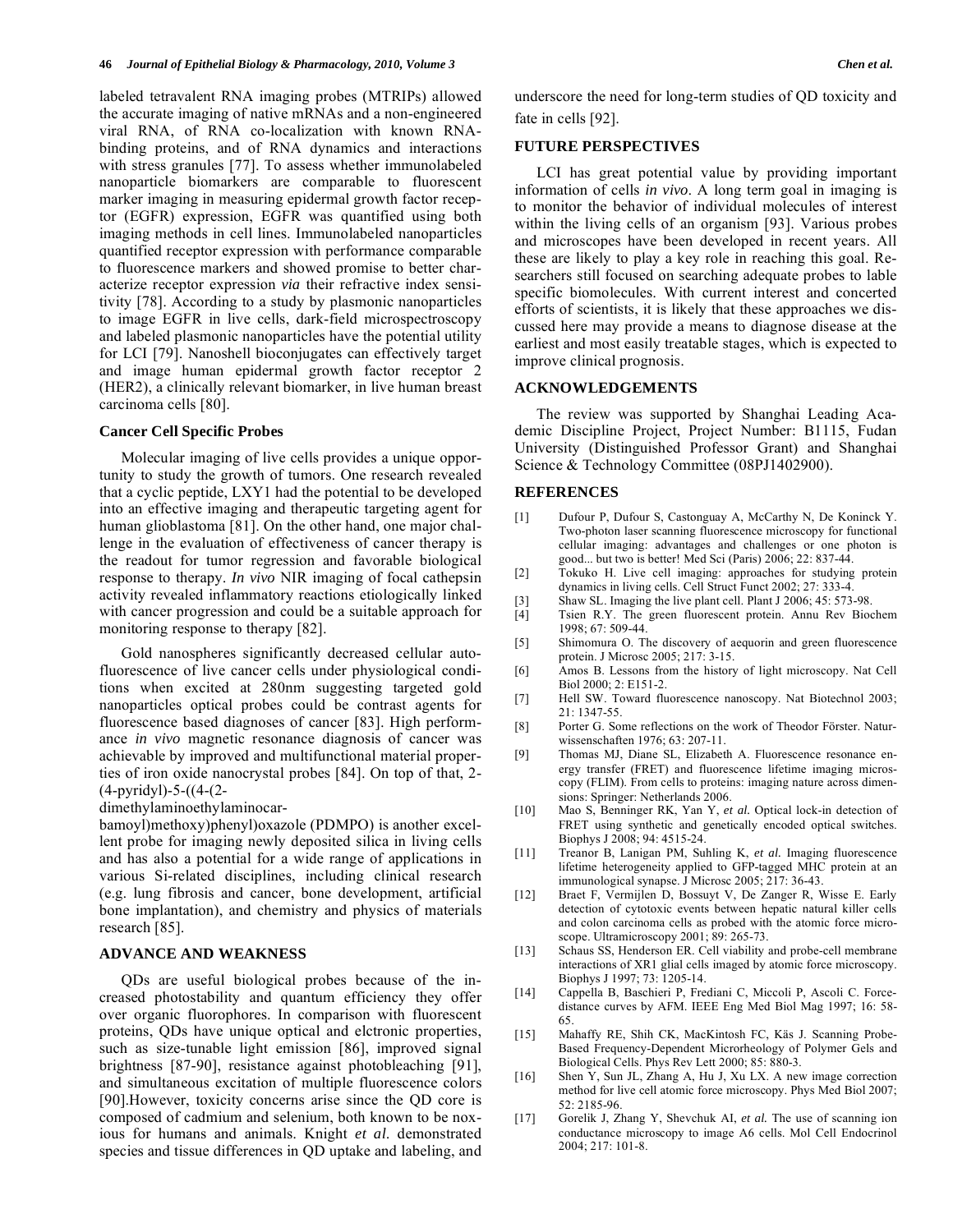labeled tetravalent RNA imaging probes (MTRIPs) allowed the accurate imaging of native mRNAs and a non-engineered viral RNA, of RNA co-localization with known RNA-binding proteins, and of RNA dynamics and interactions with stress granules [77]. To assess whether immunolabeled nanoparticle biomarkers are comparable to fluorescent marker imaging in measuring epidermal growth factor receptor (EGFR) expression, EGFR was quantified using both imaging methods in cell lines. Immunolabeled nanoparticles quantified receptor expression with performance comparable to fluorescence markers and showed promise to better characterize receptor expression *via* their refractive index sensitivity [78]. According to a study by plasmonic nanoparticles to image EGFR in live cells, dark-field microspectroscopy and labeled plasmonic nanoparticles have the potential utility for LCI [79]. Nanoshell bioconjugates can effectively target and image human epidermal growth factor receptor 2 (HER2), a clinically relevant biomarker, in live human breast carcinoma cells [80].

### Cancer Cell Specific Probes

Molecular imaging of live cells provides a unique opportunity to study the growth of tumors. One research revealed that a cyclic peptide, LXY1 had the potential to be developed into an effective imaging and therapeutic targeting agent for human glioblastoma [81]. On the other hand, one major challenge in the evaluation of effectiveness of cancer therapy is the readout for tumor regression and favorable biological response to therapy. *In vivo* NIR imaging of focal cathepsin activity revealed inflammatory reactions etiologically linked with cancer progression and could be a suitable approach for monitoring response to therapy [82].

Gold nanospheres significantly decreased cellular autofluorescence of live cancer cells under physiological conditions when excited at 280nm suggesting targeted gold nanoparticles optical probes could be contrast agents for fluorescence based diagnoses of cancer [83]. High performance *in vivo* magnetic resonance diagnosis of cancer was achievable by improved and multifunctional material properties of iron oxide nanocrystal probes [84]. On top of that, 2-(4-pyridyl)-5-((4-(2-dimethylaminoethylaminocarbamoyl)methoxy)phenyl)oxazole (PDMPO) is another excellent probe for imaging newly deposited silica in living cells and has also a potential for a wide range of applications in various Si-related disciplines, including clinical research (e.g. lung fibrosis and cancer, bone development, artificial bone implantation), and chemistry and physics of materials research [85].

## ADVANCE AND WEAKNESS

QDs are useful biological probes because of the increased photostability and quantum efficiency they offer over organic fluorophores. In comparison with fluorescent proteins, QDs have unique optical and elctronic properties, such as size-tunable light emission [86], improved signal brightness [87-90], resistance against photobleaching [91], and simultaneous excitation of multiple fluorescence colors [90].However, toxicity concerns arise since the QD core is composed of cadmium and selenium, both known to be noxious for humans and animals. Knight *et al.* demonstrated species and tissue differences in QD uptake and labeling, and underscore the need for long-term studies of QD toxicity and fate in cells [92].

## FUTURE PERSPECTIVES

LCI has great potential value by providing important information of cells *in vivo*. A long term goal in imaging is to monitor the behavior of individual molecules of interest within the living cells of an organism [93]. Various probes and microscopes have been developed in recent years. All these are likely to play a key role in reaching this goal. Researchers still focused on searching adequate probes to lable specific biomolecules. With current interest and concerted efforts of scientists, it is likely that these approaches we discussed here may provide a means to diagnose disease at the earliest and most easily treatable stages, which is expected to improve clinical prognosis.

## ACKNOWLEDGEMENTS

The review was supported by Shanghai Leading Academic Discipline Project, Project Number: B1115, Fudan University (Distinguished Professor Grant) and Shanghai Science & Technology Committee (08PJ1402900).

## REFERENCES

[1] Dufour P, Dufour S, Castonguay A, McCarthy N, De Koninck Y. Two-photon laser scanning fluorescence microscopy for functional cellular imaging: advantages and challenges or one photon is good... but two is better! Med Sci (Paris) 2006; 22: 837-44.

[2] Tokuko H. Live cell imaging: approaches for studying protein dynamics in living cells. Cell Struct Funct 2002; 27: 333-4.

[3] Shaw SL. Imaging the live plant cell. Plant J 2006; 45: 573-98.

[4] Tsien R.Y. The green fluorescent protein. Annu Rev Biochem 1998; 67: 509-44.

[5] Shimomura O. The discovery of aequorin and green fluorescence protein. J Microsc 2005; 217: 3-15.

[6] Amos B. Lessons from the history of light microscopy. Nat Cell Biol 2000; 2: E151-2.

[7] Hell SW. Toward fluorescence nanoscopy. Nat Biotechnol 2003; 21: 1347-55.

[8] Porter G. Some reflections on the work of Theodor Förster. Naturwissenschaften 1976; 63: 207-11.

[9] Thomas MJ, Diane SL, Elizabeth A. Fluorescence resonance energy transfer (FRET) and fluorescence lifetime imaging microscopy (FLIM). From cells to proteins: imaging nature across dimensions: Springer: Netherlands 2006.

[10] Mao S, Benninger RK, Yan Y, *et al.* Optical lock-in detection of FRET using synthetic and genetically encoded optical switches. Biophys J 2008; 94: 4515-24.

[11] Treanor B, Lanigan PM, Suhling K, *et al.* Imaging fluorescence lifetime heterogeneity applied to GFP-tagged MHC protein at an immunological synapse. J Microsc 2005; 217: 36-43.

[12] Braet F, Vermijlen D, Bossuyt V, De Zanger R, Wisse E. Early detection of cytotoxic events between hepatic natural killer cells and colon carcinoma cells as probed with the atomic force microscope. Ultramicroscopy 2001; 89: 265-73.

[13] Schaus SS, Henderson ER. Cell viability and probe-cell membrane interactions of XR1 glial cells imaged by atomic force microscopy. Biophys J 1997; 73: 1205-14.

[14] Cappella B, Baschieri P, Frediani C, Miccoli P, Ascoli C. Force-distance curves by AFM. IEEE Eng Med Biol Mag 1997; 16: 58-65.

[15] Mahaffy RE, Shih CK, MacKintosh FC, Käs J. Scanning Probe-Based Frequency-Dependent Microrheology of Polymer Gels and Biological Cells. Phys Rev Lett 2000; 85: 880-3.

[16] Shen Y, Sun JL, Zhang A, Hu J, Xu LX. A new image correction method for live cell atomic force microscopy. Phys Med Biol 2007; 52: 2185-96.

[17] Gorelik J, Zhang Y, Shevchuk AI, *et al.* The use of scanning ion conductance microscopy to image A6 cells. Mol Cell Endocrinol 2004; 217: 101-8.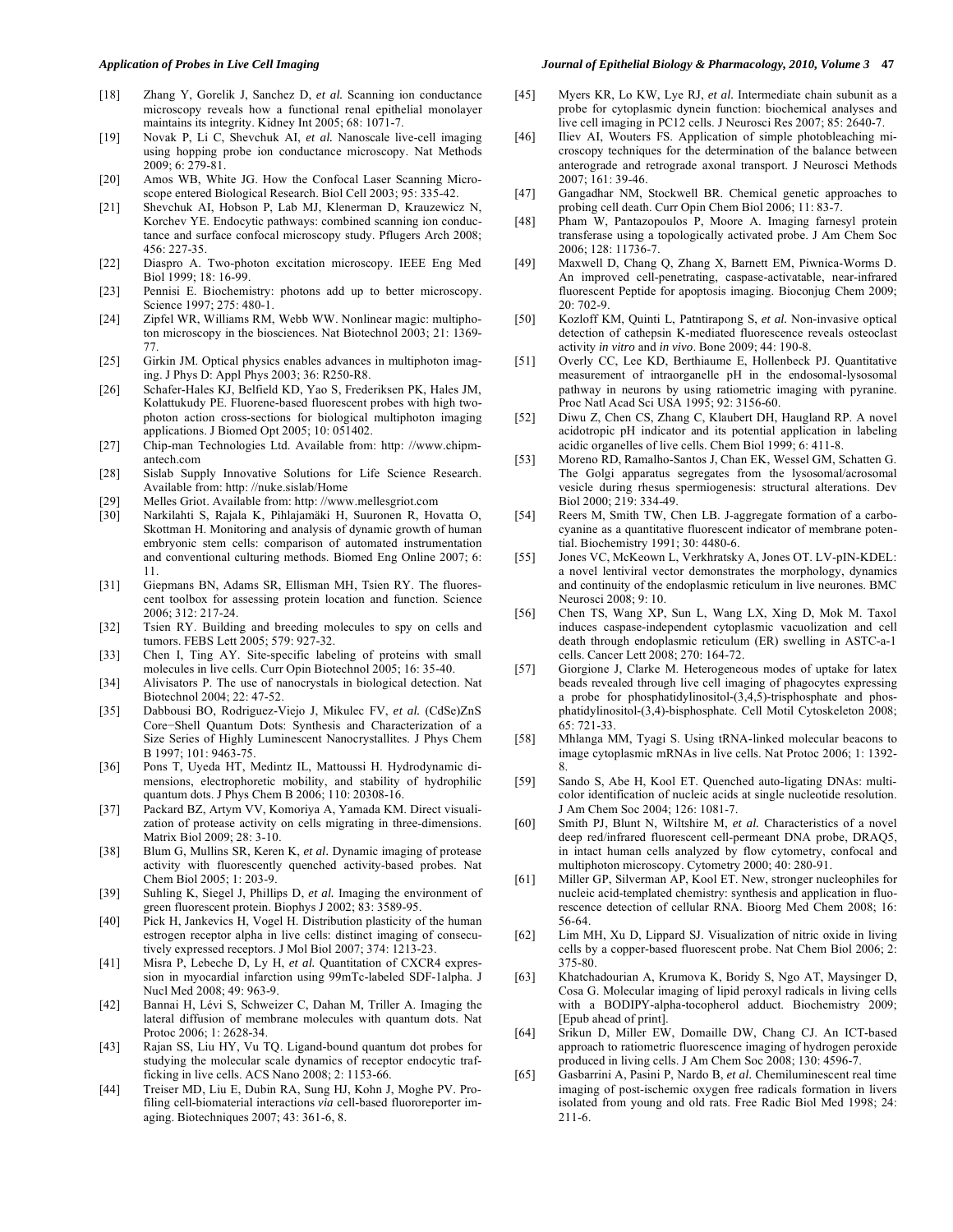[18] Zhang Y, Gorelik J, Sanchez D, *et al.* Scanning ion conductance microscopy reveals how a functional renal epithelial monolayer maintains its integrity. Kidney Int 2005; 68: 1071-7.

[19] Novak P, Li C, Shevchuk AI, *et al.* Nanoscale live-cell imaging using hopping probe ion conductance microscopy. Nat Methods 2009; 6: 279-81.

[20] Amos WB, White JG. How the Confocal Laser Scanning Microscope entered Biological Research. Biol Cell 2003; 95: 335-42.

[21] Shevchuk AI, Hobson P, Lab MJ, Klenerman D, Krauzewicz N, Korchev YE. Endocytic pathways: combined scanning ion conductance and surface confocal microscopy study. Pflugers Arch 2008; 456: 227-35.

[22] Diaspro A. Two-photon excitation microscopy. IEEE Eng Med Biol 1999; 18: 16-99.

[23] Pennisi E. Biochemistry: photons add up to better microscopy. Science 1997; 275: 480-1.

[24] Zipfel WR, Williams RM, Webb WW. Nonlinear magic: multiphoton microscopy in the biosciences. Nat Biotechnol 2003; 21: 1369-77.

[25] Girkin JM. Optical physics enables advances in multiphoton imaging. J Phys D: Appl Phys 2003; 36: R250-R8.

[26] Schafer-Hales KJ, Belfield KD, Yao S, Frederiksen PK, Hales JM, Kolattukudy PE. Fluorene-based fluorescent probes with high two-photon action cross-sections for biological multiphoton imaging applications. J Biomed Opt 2005; 10: 051402.

[27] Chip-man Technologies Ltd. Available from: http: //www.chipmantech.com

[28] Sislab Supply Innovative Solutions for Life Science Research. Available from: http: //nuke.sislab/Home

[29] Melles Griot. Available from: http: //www.mellesgriot.com

[30] Narkilahti S, Rajala K, Pihlajamäki H, Suuronen R, Hovatta O, Skottman H. Monitoring and analysis of dynamic growth of human embryonic stem cells: comparison of automated instrumentation and conventional culturing methods. Biomed Eng Online 2007; 6: 11.

[31] Giepmans BN, Adams SR, Ellisman MH, Tsien RY. The fluorescent toolbox for assessing protein location and function. Science 2006; 312: 217-24.

[32] Tsien RY. Building and breeding molecules to spy on cells and tumors. FEBS Lett 2005; 579: 927-32.

[33] Chen I, Ting AY. Site-specific labeling of proteins with small molecules in live cells. Curr Opin Biotechnol 2005; 16: 35-40.

[34] Alivisators P. The use of nanocrystals in biological detection. Nat Biotechnol 2004; 22: 47-52.

[35] Dabbousi BO, Rodriguez-Viejo J, Mikulec FV, *et al.* (CdSe)ZnS Core−Shell Quantum Dots: Synthesis and Characterization of a Size Series of Highly Luminescent Nanocrystallites. J Phys Chem B 1997; 101: 9463-75.

[36] Pons T, Uyeda HT, Medintz IL, Mattoussi H. Hydrodynamic dimensions, electrophoretic mobility, and stability of hydrophilic quantum dots. J Phys Chem B 2006; 110: 20308-16.

[37] Packard BZ, Artym VV, Komoriya A, Yamada KM. Direct visualization of protease activity on cells migrating in three-dimensions. Matrix Biol 2009; 28: 3-10.

[38] Blum G, Mullins SR, Keren K, *et al.* Dynamic imaging of protease activity with fluorescently quenched activity-based probes. Nat Chem Biol 2005; 1: 203-9.

[39] Suhling K, Siegel J, Phillips D, *et al.* Imaging the environment of green fluorescent protein. Biophys J 2002; 83: 3589-95.

[40] Pick H, Jankevics H, Vogel H. Distribution plasticity of the human estrogen receptor alpha in live cells: distinct imaging of consecutively expressed receptors. J Mol Biol 2007; 374: 1213-23.

[41] Misra P, Lebeche D, Ly H, *et al.* Quantitation of CXCR4 expression in myocardial infarction using 99mTc-labeled SDF-1alpha. J Nucl Med 2008; 49: 963-9.

[42] Bannai H, Lévi S, Schweizer C, Dahan M, Triller A. Imaging the lateral diffusion of membrane molecules with quantum dots. Nat Protoc 2006; 1: 2628-34.

[43] Rajan SS, Liu HY, Vu TQ. Ligand-bound quantum dot probes for studying the molecular scale dynamics of receptor endocytic trafficking in live cells. ACS Nano 2008; 2: 1153-66.

[44] Treiser MD, Liu E, Dubin RA, Sung HJ, Kohn J, Moghe PV. Profiling cell-biomaterial interactions *via* cell-based fluororeporter imaging. Biotechniques 2007; 43: 361-6, 8.

[45] Myers KR, Lo KW, Lye RJ, *et al.* Intermediate chain subunit as a probe for cytoplasmic dynein function: biochemical analyses and live cell imaging in PC12 cells. J Neurosci Res 2007; 85: 2640-7.

[46] Iliev AI, Wouters FS. Application of simple photobleaching microscopy techniques for the determination of the balance between anterograde and retrograde axonal transport. J Neurosci Methods 2007; 161: 39-46.

[47] Gangadhar NM, Stockwell BR. Chemical genetic approaches to probing cell death. Curr Opin Chem Biol 2006; 11: 83-7.

[48] Pham W, Pantazopoulos P, Moore A. Imaging farnesyl protein transferase using a topologically activated probe. J Am Chem Soc 2006; 128: 11736-7.

[49] Maxwell D, Chang Q, Zhang X, Barnett EM, Piwnica-Worms D. An improved cell-penetrating, caspase-activatable, near-infrared fluorescent Peptide for apoptosis imaging. Bioconjug Chem 2009; 20: 702-9.

[50] Kozloff KM, Quinti L, Patntirapong S, *et al.* Non-invasive optical detection of cathepsin K-mediated fluorescence reveals osteoclast activity *in vitro* and *in vivo*. Bone 2009; 44: 190-8.

[51] Overly CC, Lee KD, Berthiaume E, Hollenbeck PJ. Quantitative measurement of intraorganelle pH in the endosomal-lysosomal pathway in neurons by using ratiometric imaging with pyranine. Proc Natl Acad Sci USA 1995; 92: 3156-60.

[52] Diwu Z, Chen CS, Zhang C, Klaubert DH, Haugland RP. A novel acidotropic pH indicator and its potential application in labeling acidic organelles of live cells. Chem Biol 1999; 6: 411-8.

[53] Moreno RD, Ramalho-Santos J, Chan EK, Wessel GM, Schatten G. The Golgi apparatus segregates from the lysosomal/acrosomal vesicle during rhesus spermiogenesis: structural alterations. Dev Biol 2000; 219: 334-49.

[54] Reers M, Smith TW, Chen LB. J-aggregate formation of a carbocyanine as a quantitative fluorescent indicator of membrane potential. Biochemistry 1991; 30: 4480-6.

[55] Jones VC, McKeown L, Verkhratsky A, Jones OT. LV-pIN-KDEL: a novel lentiviral vector demonstrates the morphology, dynamics and continuity of the endoplasmic reticulum in live neurones. BMC Neurosci 2008; 9: 10.

[56] Chen TS, Wang XP, Sun L, Wang LX, Xing D, Mok M. Taxol induces caspase-independent cytoplasmic vacuolization and cell death through endoplasmic reticulum (ER) swelling in ASTC-a-1 cells. Cancer Lett 2008; 270: 164-72.

[57] Giorgione J, Clarke M. Heterogeneous modes of uptake for latex beads revealed through live cell imaging of phagocytes expressing a probe for phosphatidylinositol-(3,4,5)-trisphosphate and phosphatidylinositol-(3,4)-bisphosphate. Cell Motil Cytoskeleton 2008; 65: 721-33.

[58] Mhlanga MM, Tyagi S. Using tRNA-linked molecular beacons to image cytoplasmic mRNAs in live cells. Nat Protoc 2006; 1: 1392-8.

[59] Sando S, Abe H, Kool ET. Quenched auto-ligating DNAs: multicolor identification of nucleic acids at single nucleotide resolution. J Am Chem Soc 2004; 126: 1081-7.

[60] Smith PJ, Blunt N, Wiltshire M, *et al.* Characteristics of a novel deep red/infrared fluorescent cell-permeant DNA probe, DRAQ5, in intact human cells analyzed by flow cytometry, confocal and multiphoton microscopy. Cytometry 2000; 40: 280-91.

[61] Miller GP, Silverman AP, Kool ET. New, stronger nucleophiles for nucleic acid-templated chemistry: synthesis and application in fluorescence detection of cellular RNA. Bioorg Med Chem 2008; 16: 56-64.

[62] Lim MH, Xu D, Lippard SJ. Visualization of nitric oxide in living cells by a copper-based fluorescent probe. Nat Chem Biol 2006; 2: 375-80.

[63] Khatchadourian A, Krumova K, Boridy S, Ngo AT, Maysinger D, Cosa G. Molecular imaging of lipid peroxyl radicals in living cells with a BODIPY-alpha-tocopherol adduct. Biochemistry 2009; [Epub ahead of print].

[64] Srikun D, Miller EW, Domaille DW, Chang CJ. An ICT-based approach to ratiometric fluorescence imaging of hydrogen peroxide produced in living cells. J Am Chem Soc 2008; 130: 4596-7.

[65] Gasbarrini A, Pasini P, Nardo B, *et al.* Chemiluminescent real time imaging of post-ischemic oxygen free radicals formation in livers isolated from young and old rats. Free Radic Biol Med 1998; 24: 211-6.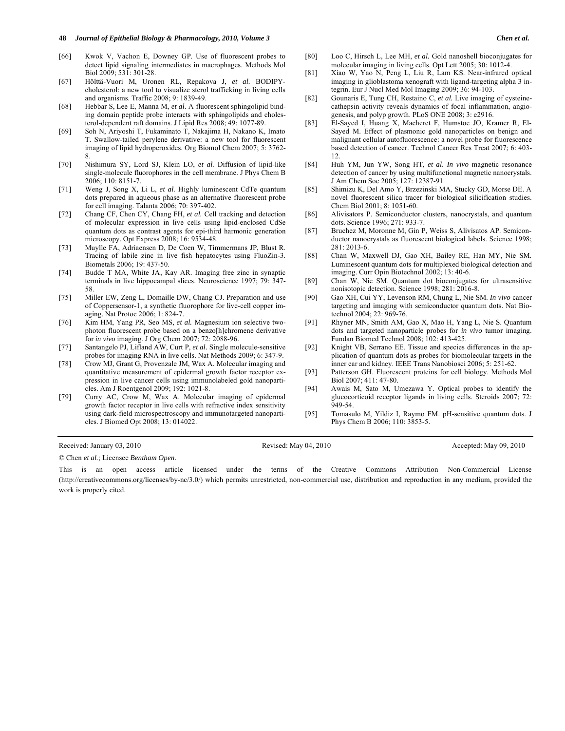[66] Kwok V, Vachon E, Downey GP. Use of fluorescent probes to detect lipid signaling intermediates in macrophages. Methods Mol Biol 2009; 531: 301-28.

[67] Hölttä-Vuori M, Uronen RL, Repakova J, *et al.* BODIPY-cholesterol: a new tool to visualize sterol trafficking in living cells and organisms. Traffic 2008; 9: 1839-49.

[68] Hebbar S, Lee E, Manna M, *et al.* A fluorescent sphingolipid binding domain peptide probe interacts with sphingolipids and cholesterol-dependent raft domains. J Lipid Res 2008; 49: 1077-89.

[69] Soh N, Ariyoshi T, Fukaminato T, Nakajima H, Nakano K, Imato T. Swallow-tailed perylene derivative: a new tool for fluorescent imaging of lipid hydroperoxides. Org Biomol Chem 2007; 5: 3762-8.

[70] Nishimura SY, Lord SJ, Klein LO, *et al.* Diffusion of lipid-like single-molecule fluorophores in the cell membrane. J Phys Chem B 2006; 110: 8151-7.

[71] Weng J, Song X, Li L, *et al.* Highly luminescent CdTe quantum dots prepared in aqueous phase as an alternative fluorescent probe for cell imaging. Talanta 2006; 70: 397-402.

[72] Chang CF, Chen CY, Chang FH, *et al.* Cell tracking and detection of molecular expression in live cells using lipid-enclosed CdSe quantum dots as contrast agents for epi-third harmonic generation microscopy. Opt Express 2008; 16: 9534-48.

[73] Muylle FA, Adriaensen D, De Coen W, Timmermans JP, Blust R. Tracing of labile zinc in live fish hepatocytes using FluoZin-3. Biometals 2006; 19: 437-50.

[74] Budde T MA, White JA, Kay AR. Imaging free zinc in synaptic terminals in live hippocampal slices. Neuroscience 1997; 79: 347-58.

[75] Miller EW, Zeng L, Domaille DW, Chang CJ. Preparation and use of Coppersensor-1, a synthetic fluorophore for live-cell copper imaging. Nat Protoc 2006; 1: 824-7.

[76] Kim HM, Yang PR, Seo MS, *et al.* Magnesium ion selective two-photon fluorescent probe based on a benzo[h]chromene derivative for *in vivo* imaging. J Org Chem 2007; 72: 2088-96.

[77] Santangelo PJ, Lifland AW, Curt P, *et al.* Single molecule-sensitive probes for imaging RNA in live cells. Nat Methods 2009; 6: 347-9.

[78] Crow MJ, Grant G, Provenzale JM, Wax A. Molecular imaging and quantitative measurement of epidermal growth factor receptor expression in live cancer cells using immunolabeled gold nanoparticles. Am J Roentgenol 2009; 192: 1021-8.

[79] Curry AC, Crow M, Wax A. Molecular imaging of epidermal growth factor receptor in live cells with refractive index sensitivity using dark-field microspectroscopy and immunotargeted nanoparticles. J Biomed Opt 2008; 13: 014022.

[80] Loo C, Hirsch L, Lee MH, *et al.* Gold nanoshell bioconjugates for molecular imaging in living cells. Opt Lett 2005; 30: 1012-4.

[81] Xiao W, Yao N, Peng L, Liu R, Lam KS. Near-infrared optical imaging in glioblastoma xenograft with ligand-targeting alpha 3 integrin. Eur J Nucl Med Mol Imaging 2009; 36: 94-103.

[82] Gounaris E, Tung CH, Restaino C, *et al.* Live imaging of cysteine-cathepsin activity reveals dynamics of focal inflammation, angiogenesis, and polyp growth. PLoS ONE 2008; 3: e2916.

[83] El-Sayed I, Huang X, Macheret F, Humstoe JO, Kramer R, El-Sayed M. Effect of plasmonic gold nanoparticles on benign and malignant cellular autofluorescence: a novel probe for fluorescence based detection of cancer. Technol Cancer Res Treat 2007; 6: 403-12.

[84] Huh YM, Jun YW, Song HT, *et al.* *In vivo* magnetic resonance detection of cancer by using multifunctional magnetic nanocrystals. J Am Chem Soc 2005; 127: 12387-91.

[85] Shimizu K, Del Amo Y, Brzezinski MA, Stucky GD, Morse DE. A novel fluorescent silica tracer for biological silicification studies. Chem Biol 2001; 8: 1051-60.

[86] Alivisators P. Semiconductor clusters, nanocrystals, and quantum dots. Science 1996; 271: 933-7.

[87] Bruchez M, Moronne M, Gin P, Weiss S, Alivisatos AP. Semiconductor nanocrystals as fluorescent biological labels. Science 1998; 281: 2013-6.

[88] Chan W, Maxwell DJ, Gao XH, Bailey RE, Han MY, Nie SM. Luminescent quantum dots for multiplexed biological detection and imaging. Curr Opin Biotechnol 2002; 13: 40-6.

[89] Chan W, Nie SM. Quantum dot bioconjugates for ultrasensitive nonisotopic detection. Science 1998; 281: 2016-8.

[90] Gao XH, Cui YY, Levenson RM, Chung L, Nie SM. *In vivo* cancer targeting and imaging with semiconductor quantum dots. Nat Biotechnol 2004; 22: 969-76.

[91] Rhyner MN, Smith AM, Gao X, Mao H, Yang L, Nie S. Quantum dots and targeted nanoparticle probes for *in vivo* tumor imaging. Fundan Biomed Technol 2008; 102: 413-425.

[92] Knight VB, Serrano EE. Tissue and species differences in the application of quantum dots as probes for biomolecular targets in the inner ear and kidney. IEEE Trans Nanobiosci 2006; 5: 251-62.

[93] Patterson GH. Fluorescent proteins for cell biology. Methods Mol Biol 2007; 411: 47-80.

[94] Awais M, Sato M, Umezawa Y. Optical probes to identify the glucocorticoid receptor ligands in living cells. Steroids 2007; 72: 949-54.

[95] Tomasulo M, Yildiz I, Raymo FM. pH-sensitive quantum dots. J Phys Chem B 2006; 110: 3853-5.

Received: January 03, 2010 Revised: May 04, 2010 Accepted: May 09, 2010

© Chen *et al.*; Licensee *Bentham Open*.

This is an open access article licensed under the terms of the Creative Commons Attribution Non-Commercial License (http://creativecommons.org/licenses/by-nc/3.0/) which permits unrestricted, non-commercial use, distribution and reproduction in any medium, provided the work is properly cited.